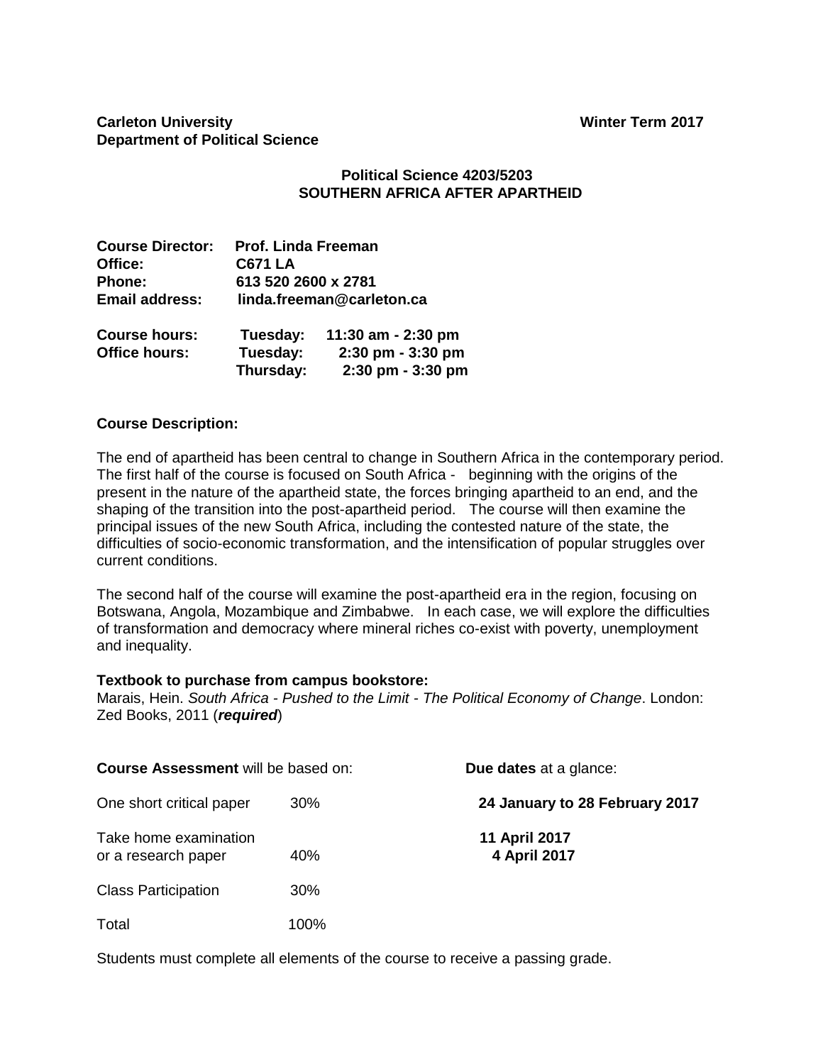**Carleton University** **Winter Term 2017**
**Department of Political Science**

# Political Science 4203/5203
# SOUTHERN AFRICA AFTER APARTHEID

**Course Director:** **Prof. Linda Freeman**
**Office:** **C671 LA**
**Phone:** **613 520 2600 x 2781**
**Email address:** **linda.freeman@carleton.ca**

**Course hours:** **Tuesday: 11:30 am - 2:30 pm**
**Office hours:** **Tuesday: 2:30 pm - 3:30 pm**
**Thursday: 2:30 pm - 3:30 pm**

**Course Description:**

The end of apartheid has been central to change in Southern Africa in the contemporary period. The first half of the course is focused on South Africa - beginning with the origins of the present in the nature of the apartheid state, the forces bringing apartheid to an end, and the shaping of the transition into the post-apartheid period. The course will then examine the principal issues of the new South Africa, including the contested nature of the state, the difficulties of socio-economic transformation, and the intensification of popular struggles over current conditions.

The second half of the course will examine the post-apartheid era in the region, focusing on Botswana, Angola, Mozambique and Zimbabwe. In each case, we will explore the difficulties of transformation and democracy where mineral riches co-exist with poverty, unemployment and inequality.

**Textbook to purchase from campus bookstore:**
Marais, Hein. *South Africa - Pushed to the Limit - The Political Economy of Change*. London: Zed Books, 2011 (***required***)

| **Course Assessment** will be based on: | | **Due dates** at a glance: |
|---|---|---|
| One short critical paper | 30% | **24 January to 28 February 2017** |
| Take home examination or a research paper | 40% | **11 April 2017** / **4 April 2017** |
| Class Participation | 30% | |
| Total | 100% | |

Students must complete all elements of the course to receive a passing grade.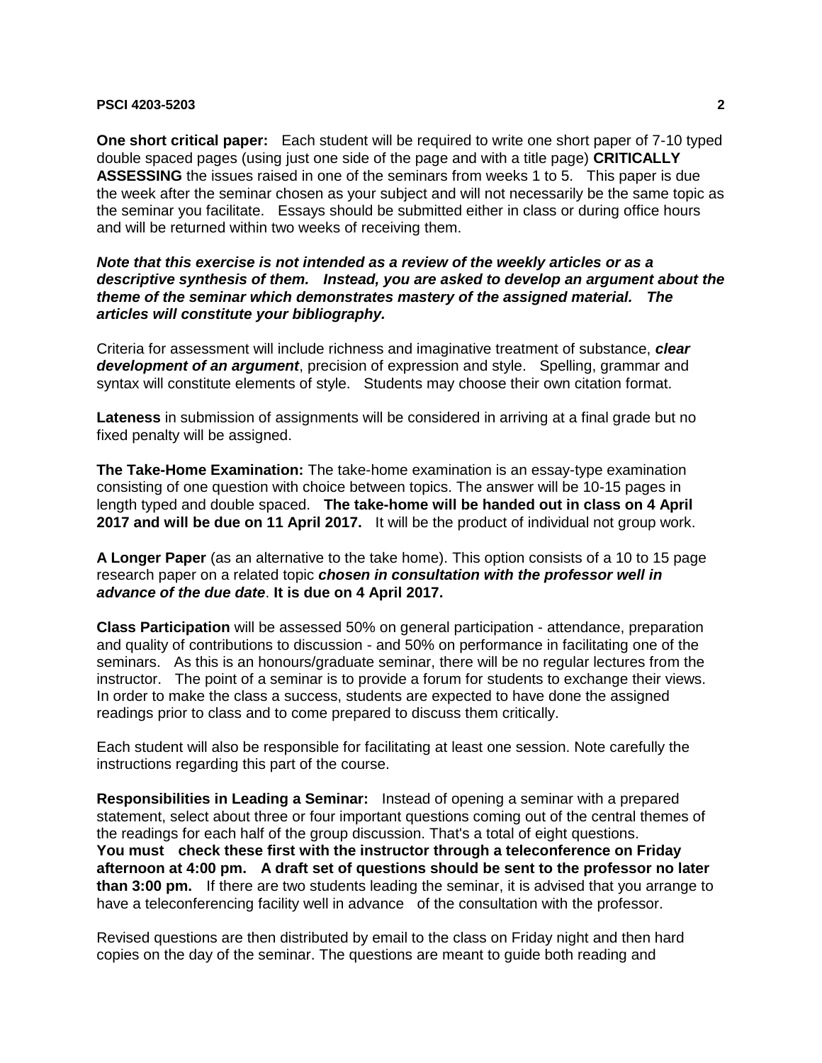**One short critical paper:** Each student will be required to write one short paper of 7-10 typed double spaced pages (using just one side of the page and with a title page) **CRITICALLY ASSESSING** the issues raised in one of the seminars from weeks 1 to 5. This paper is due the week after the seminar chosen as your subject and will not necessarily be the same topic as the seminar you facilitate. Essays should be submitted either in class or during office hours and will be returned within two weeks of receiving them.

***Note that this exercise is not intended as a review of the weekly articles or as a descriptive synthesis of them. Instead, you are asked to develop an argument about the theme of the seminar which demonstrates mastery of the assigned material. The articles will constitute your bibliography.***

Criteria for assessment will include richness and imaginative treatment of substance, ***clear development of an argument***, precision of expression and style. Spelling, grammar and syntax will constitute elements of style. Students may choose their own citation format.

**Lateness** in submission of assignments will be considered in arriving at a final grade but no fixed penalty will be assigned.

**The Take-Home Examination:** The take-home examination is an essay-type examination consisting of one question with choice between topics. The answer will be 10-15 pages in length typed and double spaced. **The take-home will be handed out in class on 4 April 2017 and will be due on 11 April 2017.** It will be the product of individual not group work.

**A Longer Paper** (as an alternative to the take home). This option consists of a 10 to 15 page research paper on a related topic ***chosen in consultation with the professor well in advance of the due date***. **It is due on 4 April 2017.**

**Class Participation** will be assessed 50% on general participation - attendance, preparation and quality of contributions to discussion - and 50% on performance in facilitating one of the seminars. As this is an honours/graduate seminar, there will be no regular lectures from the instructor. The point of a seminar is to provide a forum for students to exchange their views. In order to make the class a success, students are expected to have done the assigned readings prior to class and to come prepared to discuss them critically.

Each student will also be responsible for facilitating at least one session. Note carefully the instructions regarding this part of the course.

**Responsibilities in Leading a Seminar:** Instead of opening a seminar with a prepared statement, select about three or four important questions coming out of the central themes of the readings for each half of the group discussion. That's a total of eight questions. **You must check these first with the instructor through a teleconference on Friday afternoon at 4:00 pm. A draft set of questions should be sent to the professor no later than 3:00 pm.** If there are two students leading the seminar, it is advised that you arrange to have a teleconferencing facility well in advance of the consultation with the professor.

Revised questions are then distributed by email to the class on Friday night and then hard copies on the day of the seminar. The questions are meant to guide both reading and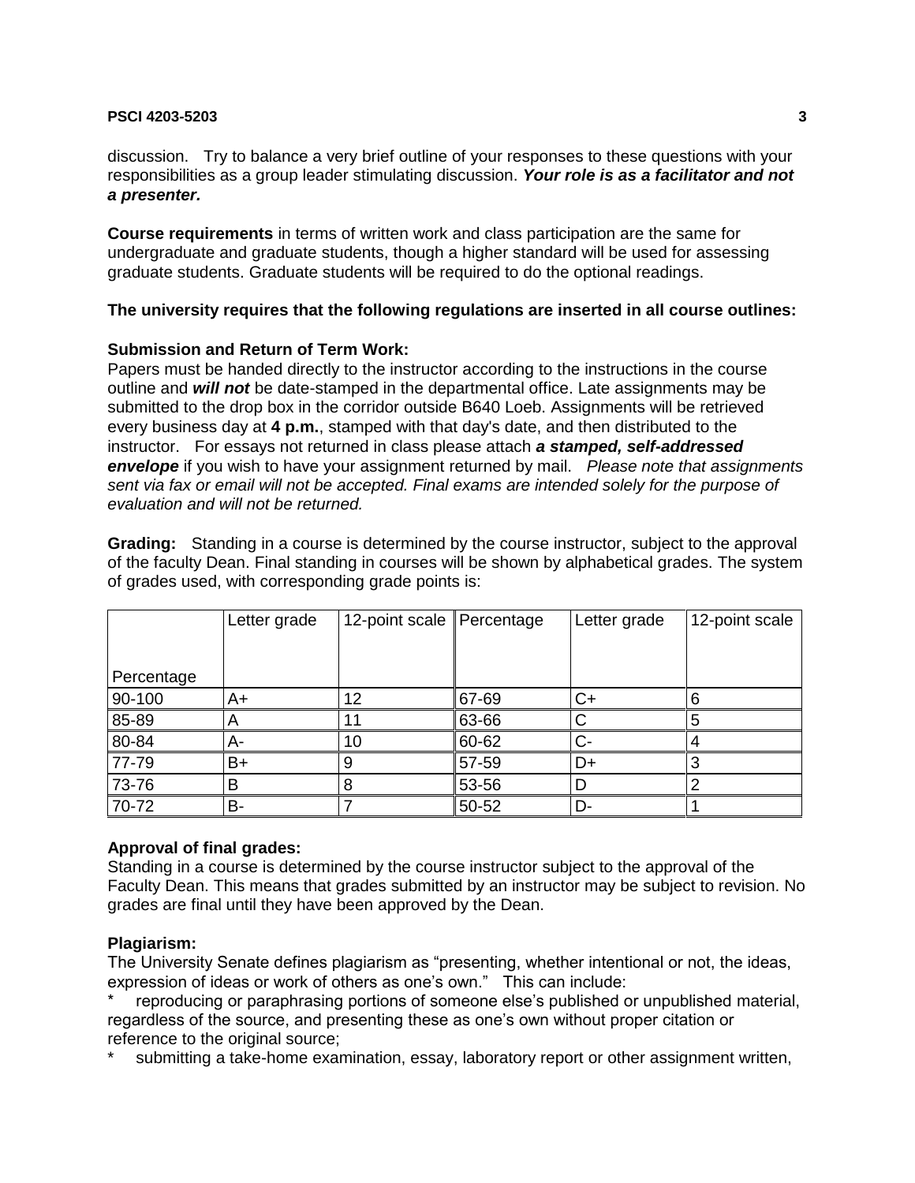discussion. Try to balance a very brief outline of your responses to these questions with your responsibilities as a group leader stimulating discussion. ***Your role is as a facilitator and not a presenter.***

**Course requirements** in terms of written work and class participation are the same for undergraduate and graduate students, though a higher standard will be used for assessing graduate students. Graduate students will be required to do the optional readings.

**The university requires that the following regulations are inserted in all course outlines:**

**Submission and Return of Term Work:**
Papers must be handed directly to the instructor according to the instructions in the course outline and ***will not*** be date-stamped in the departmental office. Late assignments may be submitted to the drop box in the corridor outside B640 Loeb. Assignments will be retrieved every business day at **4 p.m.**, stamped with that day's date, and then distributed to the instructor. For essays not returned in class please attach ***a stamped, self-addressed envelope*** if you wish to have your assignment returned by mail. *Please note that assignments sent via fax or email will not be accepted. Final exams are intended solely for the purpose of evaluation and will not be returned.*

**Grading:** Standing in a course is determined by the course instructor, subject to the approval of the faculty Dean. Final standing in courses will be shown by alphabetical grades. The system of grades used, with corresponding grade points is:

| Percentage | Letter grade | 12-point scale | Percentage | Letter grade | 12-point scale |
|---|---|---|---|---|---|
| 90-100 | A+ | 12 | 67-69 | C+ | 6 |
| 85-89 | A | 11 | 63-66 | C | 5 |
| 80-84 | A- | 10 | 60-62 | C- | 4 |
| 77-79 | B+ | 9 | 57-59 | D+ | 3 |
| 73-76 | B | 8 | 53-56 | D | 2 |
| 70-72 | B- | 7 | 50-52 | D- | 1 |

**Approval of final grades:**
Standing in a course is determined by the course instructor subject to the approval of the Faculty Dean. This means that grades submitted by an instructor may be subject to revision. No grades are final until they have been approved by the Dean.

**Plagiarism:**
The University Senate defines plagiarism as "presenting, whether intentional or not, the ideas, expression of ideas or work of others as one's own." This can include:

* reproducing or paraphrasing portions of someone else's published or unpublished material, regardless of the source, and presenting these as one's own without proper citation or reference to the original source;
* submitting a take-home examination, essay, laboratory report or other assignment written,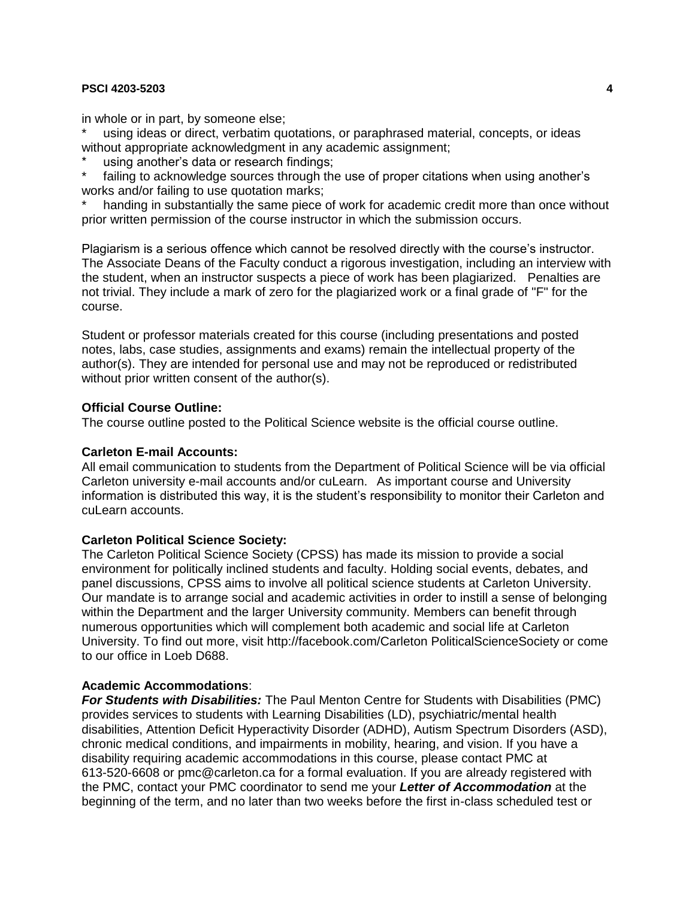in whole or in part, by someone else;

* using ideas or direct, verbatim quotations, or paraphrased material, concepts, or ideas without appropriate acknowledgment in any academic assignment;
* using another's data or research findings;
* failing to acknowledge sources through the use of proper citations when using another's works and/or failing to use quotation marks;
* handing in substantially the same piece of work for academic credit more than once without prior written permission of the course instructor in which the submission occurs.

Plagiarism is a serious offence which cannot be resolved directly with the course's instructor. The Associate Deans of the Faculty conduct a rigorous investigation, including an interview with the student, when an instructor suspects a piece of work has been plagiarized. Penalties are not trivial. They include a mark of zero for the plagiarized work or a final grade of "F" for the course.

Student or professor materials created for this course (including presentations and posted notes, labs, case studies, assignments and exams) remain the intellectual property of the author(s). They are intended for personal use and may not be reproduced or redistributed without prior written consent of the author(s).

**Official Course Outline:**
The course outline posted to the Political Science website is the official course outline.

**Carleton E-mail Accounts:**
All email communication to students from the Department of Political Science will be via official Carleton university e-mail accounts and/or cuLearn. As important course and University information is distributed this way, it is the student's responsibility to monitor their Carleton and cuLearn accounts.

**Carleton Political Science Society:**
The Carleton Political Science Society (CPSS) has made its mission to provide a social environment for politically inclined students and faculty. Holding social events, debates, and panel discussions, CPSS aims to involve all political science students at Carleton University. Our mandate is to arrange social and academic activities in order to instill a sense of belonging within the Department and the larger University community. Members can benefit through numerous opportunities which will complement both academic and social life at Carleton University. To find out more, visit http://facebook.com/Carleton PoliticalScienceSociety or come to our office in Loeb D688.

**Academic Accommodations**:
***For Students with Disabilities:*** The Paul Menton Centre for Students with Disabilities (PMC) provides services to students with Learning Disabilities (LD), psychiatric/mental health disabilities, Attention Deficit Hyperactivity Disorder (ADHD), Autism Spectrum Disorders (ASD), chronic medical conditions, and impairments in mobility, hearing, and vision. If you have a disability requiring academic accommodations in this course, please contact PMC at 613-520-6608 or pmc@carleton.ca for a formal evaluation. If you are already registered with the PMC, contact your PMC coordinator to send me your ***Letter of Accommodation*** at the beginning of the term, and no later than two weeks before the first in-class scheduled test or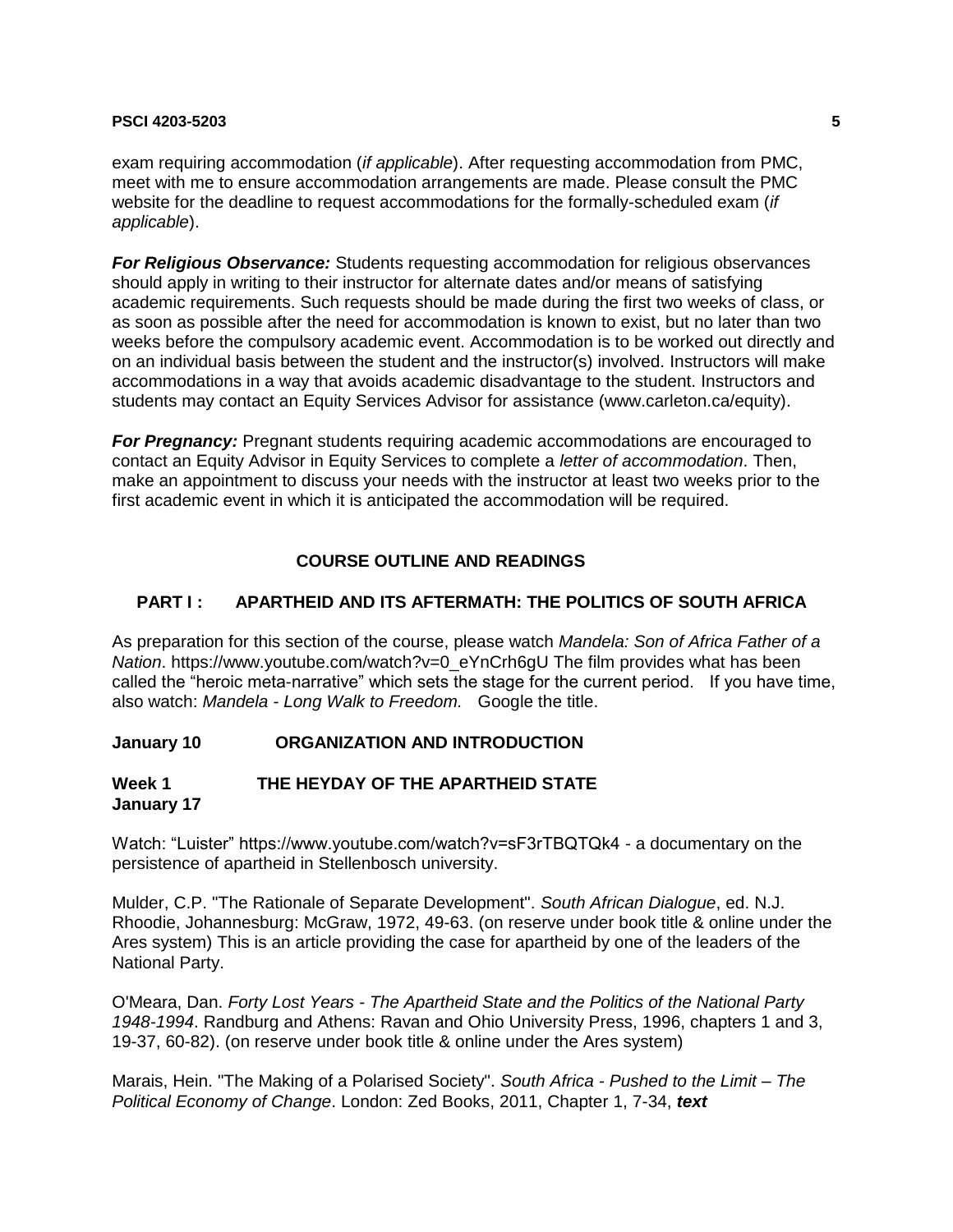exam requiring accommodation (*if applicable*). After requesting accommodation from PMC, meet with me to ensure accommodation arrangements are made. Please consult the PMC website for the deadline to request accommodations for the formally-scheduled exam (*if applicable*).

***For Religious Observance:*** Students requesting accommodation for religious observances should apply in writing to their instructor for alternate dates and/or means of satisfying academic requirements. Such requests should be made during the first two weeks of class, or as soon as possible after the need for accommodation is known to exist, but no later than two weeks before the compulsory academic event. Accommodation is to be worked out directly and on an individual basis between the student and the instructor(s) involved. Instructors will make accommodations in a way that avoids academic disadvantage to the student. Instructors and students may contact an Equity Services Advisor for assistance (www.carleton.ca/equity).

***For Pregnancy:*** Pregnant students requiring academic accommodations are encouraged to contact an Equity Advisor in Equity Services to complete a *letter of accommodation*. Then, make an appointment to discuss your needs with the instructor at least two weeks prior to the first academic event in which it is anticipated the accommodation will be required.

## COURSE OUTLINE AND READINGS

### PART I : APARTHEID AND ITS AFTERMATH: THE POLITICS OF SOUTH AFRICA

As preparation for this section of the course, please watch *Mandela: Son of Africa Father of a Nation*. https://www.youtube.com/watch?v=0_eYnCrh6gU The film provides what has been called the "heroic meta-narrative" which sets the stage for the current period. If you have time, also watch: *Mandela - Long Walk to Freedom.* Google the title.

**January 10 ORGANIZATION AND INTRODUCTION**

**Week 1 THE HEYDAY OF THE APARTHEID STATE**
**January 17**

Watch: "Luister" https://www.youtube.com/watch?v=sF3rTBQTQk4 - a documentary on the persistence of apartheid in Stellenbosch university.

Mulder, C.P. "The Rationale of Separate Development". *South African Dialogue*, ed. N.J. Rhoodie, Johannesburg: McGraw, 1972, 49-63. (on reserve under book title & online under the Ares system) This is an article providing the case for apartheid by one of the leaders of the National Party.

O'Meara, Dan. *Forty Lost Years - The Apartheid State and the Politics of the National Party 1948-1994*. Randburg and Athens: Ravan and Ohio University Press, 1996, chapters 1 and 3, 19-37, 60-82). (on reserve under book title & online under the Ares system)

Marais, Hein. "The Making of a Polarised Society". *South Africa - Pushed to the Limit – The Political Economy of Change*. London: Zed Books, 2011, Chapter 1, 7-34, ***text***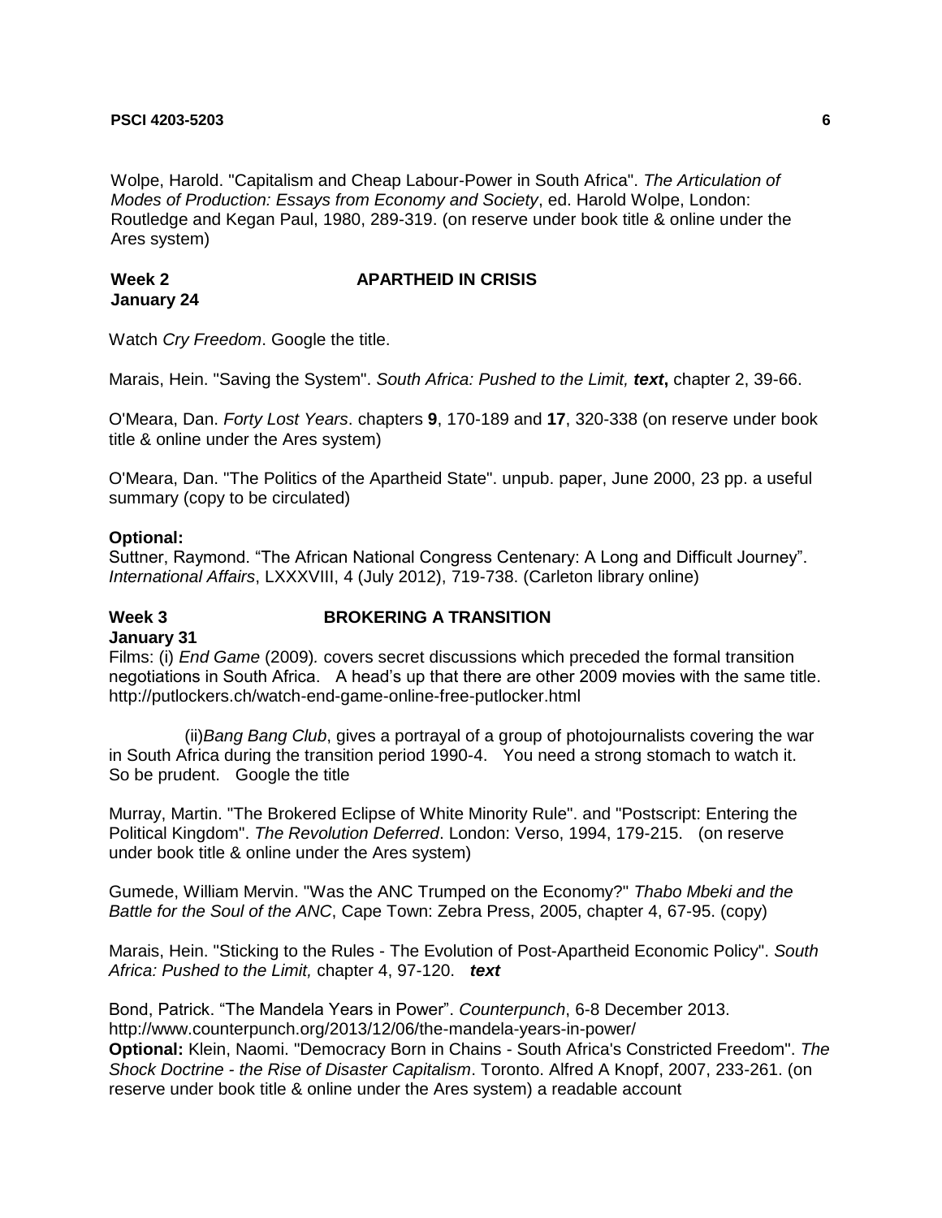Wolpe, Harold. "Capitalism and Cheap Labour-Power in South Africa". *The Articulation of Modes of Production: Essays from Economy and Society*, ed. Harold Wolpe, London: Routledge and Kegan Paul, 1980, 289-319. (on reserve under book title & online under the Ares system)

**Week 2 APARTHEID IN CRISIS**
**January 24**

Watch *Cry Freedom*. Google the title.

Marais, Hein. "Saving the System". *South Africa: Pushed to the Limit, **text***, chapter 2, 39-66.

O'Meara, Dan. *Forty Lost Years*. chapters **9**, 170-189 and **17**, 320-338 (on reserve under book title & online under the Ares system)

O'Meara, Dan. "The Politics of the Apartheid State". unpub. paper, June 2000, 23 pp. a useful summary (copy to be circulated)

**Optional:**
Suttner, Raymond. "The African National Congress Centenary: A Long and Difficult Journey". *International Affairs*, LXXXVIII, 4 (July 2012), 719-738. (Carleton library online)

**Week 3 BROKERING A TRANSITION**
**January 31**

Films: (i) *End Game* (2009)*.* covers secret discussions which preceded the formal transition negotiations in South Africa. A head's up that there are other 2009 movies with the same title. http://putlockers.ch/watch-end-game-online-free-putlocker.html

(ii)*Bang Bang Club*, gives a portrayal of a group of photojournalists covering the war in South Africa during the transition period 1990-4. You need a strong stomach to watch it. So be prudent. Google the title

Murray, Martin. "The Brokered Eclipse of White Minority Rule". and "Postscript: Entering the Political Kingdom". *The Revolution Deferred*. London: Verso, 1994, 179-215. (on reserve under book title & online under the Ares system)

Gumede, William Mervin. "Was the ANC Trumped on the Economy?" *Thabo Mbeki and the Battle for the Soul of the ANC*, Cape Town: Zebra Press, 2005, chapter 4, 67-95. (copy)

Marais, Hein. "Sticking to the Rules - The Evolution of Post-Apartheid Economic Policy". *South Africa: Pushed to the Limit,* chapter 4, 97-120. ***text***

Bond, Patrick. "The Mandela Years in Power". *Counterpunch*, 6-8 December 2013. http://www.counterpunch.org/2013/12/06/the-mandela-years-in-power/
**Optional:** Klein, Naomi. "Democracy Born in Chains - South Africa's Constricted Freedom". *The Shock Doctrine - the Rise of Disaster Capitalism*. Toronto. Alfred A Knopf, 2007, 233-261. (on reserve under book title & online under the Ares system) a readable account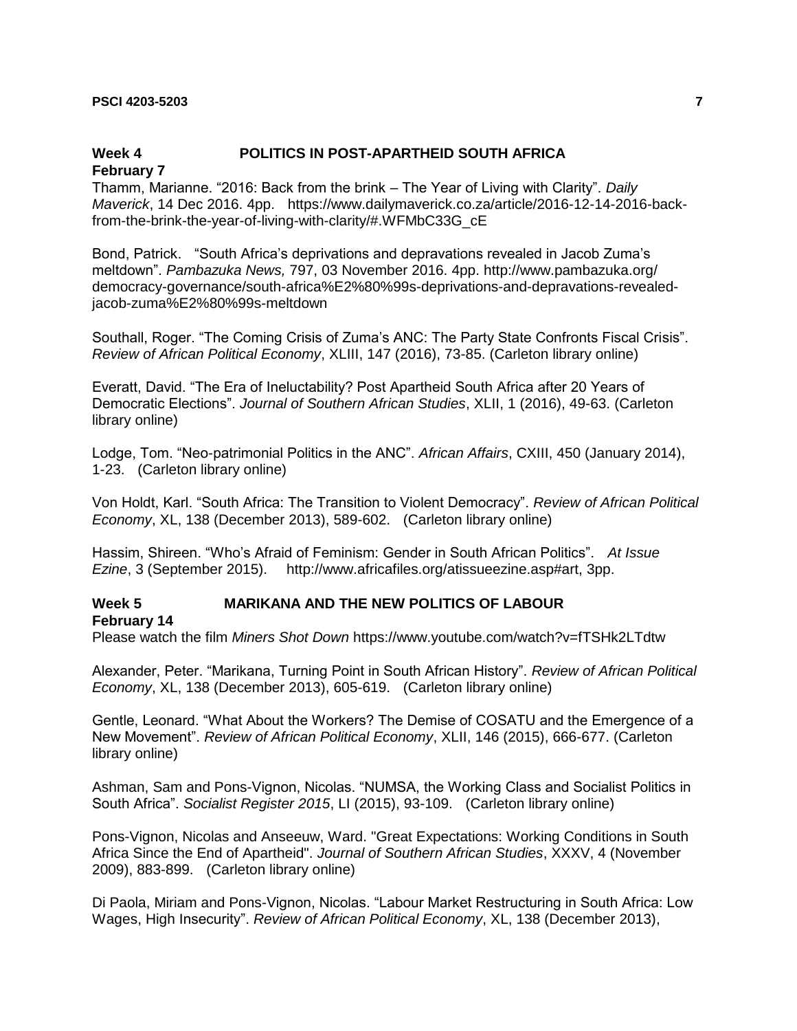## Week 4 POLITICS IN POST-APARTHEID SOUTH AFRICA

**February 7**

Thamm, Marianne. "2016: Back from the brink – The Year of Living with Clarity". *Daily Maverick*, 14 Dec 2016. 4pp. https://www.dailymaverick.co.za/article/2016-12-14-2016-back-from-the-brink-the-year-of-living-with-clarity/#.WFMbC33G_cE

Bond, Patrick. "South Africa's deprivations and depravations revealed in Jacob Zuma's meltdown". *Pambazuka News,* 797, 03 November 2016. 4pp. http://www.pambazuka.org/democracy-governance/south-africa%E2%80%99s-deprivations-and-depravations-revealed-jacob-zuma%E2%80%99s-meltdown

Southall, Roger. "The Coming Crisis of Zuma's ANC: The Party State Confronts Fiscal Crisis". *Review of African Political Economy*, XLIII, 147 (2016), 73-85. (Carleton library online)

Everatt, David. "The Era of Ineluctability? Post Apartheid South Africa after 20 Years of Democratic Elections". *Journal of Southern African Studies*, XLII, 1 (2016), 49-63. (Carleton library online)

Lodge, Tom. "Neo-patrimonial Politics in the ANC". *African Affairs*, CXIII, 450 (January 2014), 1-23. (Carleton library online)

Von Holdt, Karl. "South Africa: The Transition to Violent Democracy". *Review of African Political Economy*, XL, 138 (December 2013), 589-602. (Carleton library online)

Hassim, Shireen. "Who's Afraid of Feminism: Gender in South African Politics". *At Issue Ezine*, 3 (September 2015). http://www.africafiles.org/atissueezine.asp#art, 3pp.

## Week 5 MARIKANA AND THE NEW POLITICS OF LABOUR

**February 14**

Please watch the film *Miners Shot Down* https://www.youtube.com/watch?v=fTSHk2LTdtw

Alexander, Peter. "Marikana, Turning Point in South African History". *Review of African Political Economy*, XL, 138 (December 2013), 605-619. (Carleton library online)

Gentle, Leonard. "What About the Workers? The Demise of COSATU and the Emergence of a New Movement". *Review of African Political Economy*, XLII, 146 (2015), 666-677. (Carleton library online)

Ashman, Sam and Pons-Vignon, Nicolas. "NUMSA, the Working Class and Socialist Politics in South Africa". *Socialist Register 2015*, LI (2015), 93-109. (Carleton library online)

Pons-Vignon, Nicolas and Anseeuw, Ward. "Great Expectations: Working Conditions in South Africa Since the End of Apartheid". *Journal of Southern African Studies*, XXXV, 4 (November 2009), 883-899. (Carleton library online)

Di Paola, Miriam and Pons-Vignon, Nicolas. "Labour Market Restructuring in South Africa: Low Wages, High Insecurity". *Review of African Political Economy*, XL, 138 (December 2013),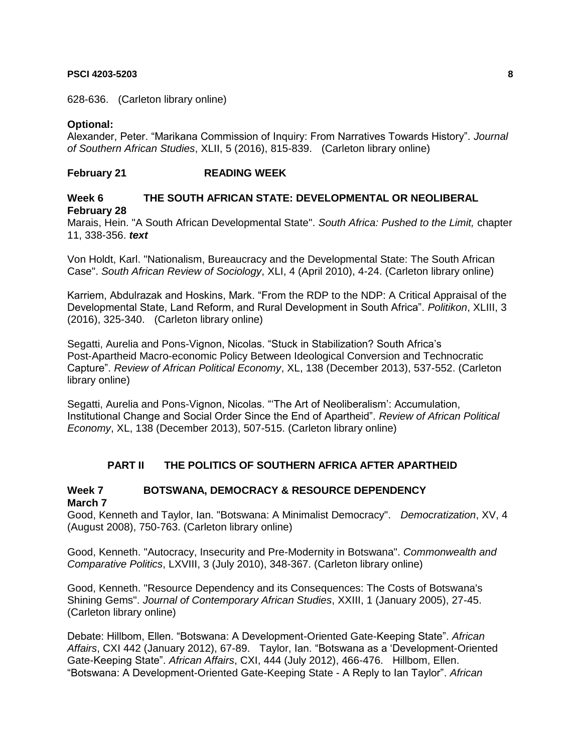628-636. (Carleton library online)

**Optional:**
Alexander, Peter. "Marikana Commission of Inquiry: From Narratives Towards History". *Journal of Southern African Studies*, XLII, 5 (2016), 815-839. (Carleton library online)

**February 21 READING WEEK**

**Week 6 THE SOUTH AFRICAN STATE: DEVELOPMENTAL OR NEOLIBERAL**
**February 28**

Marais, Hein. "A South African Developmental State". *South Africa: Pushed to the Limit,* chapter 11, 338-356. ***text***

Von Holdt, Karl. "Nationalism, Bureaucracy and the Developmental State: The South African Case". *South African Review of Sociology*, XLI, 4 (April 2010), 4-24. (Carleton library online)

Karriem, Abdulrazak and Hoskins, Mark. "From the RDP to the NDP: A Critical Appraisal of the Developmental State, Land Reform, and Rural Development in South Africa". *Politikon*, XLIII, 3 (2016), 325-340. (Carleton library online)

Segatti, Aurelia and Pons-Vignon, Nicolas. "Stuck in Stabilization? South Africa's Post-Apartheid Macro-economic Policy Between Ideological Conversion and Technocratic Capture". *Review of African Political Economy*, XL, 138 (December 2013), 537-552. (Carleton library online)

Segatti, Aurelia and Pons-Vignon, Nicolas. "'The Art of Neoliberalism': Accumulation, Institutional Change and Social Order Since the End of Apartheid". *Review of African Political Economy*, XL, 138 (December 2013), 507-515. (Carleton library online)

## PART II THE POLITICS OF SOUTHERN AFRICA AFTER APARTHEID

**Week 7 BOTSWANA, DEMOCRACY & RESOURCE DEPENDENCY**
**March 7**

Good, Kenneth and Taylor, Ian. "Botswana: A Minimalist Democracy". *Democratization*, XV, 4 (August 2008), 750-763. (Carleton library online)

Good, Kenneth. "Autocracy, Insecurity and Pre-Modernity in Botswana". *Commonwealth and Comparative Politics*, LXVIII, 3 (July 2010), 348-367. (Carleton library online)

Good, Kenneth. "Resource Dependency and its Consequences: The Costs of Botswana's Shining Gems". *Journal of Contemporary African Studies*, XXIII, 1 (January 2005), 27-45. (Carleton library online)

Debate: Hillbom, Ellen. "Botswana: A Development-Oriented Gate-Keeping State". *African Affairs*, CXI 442 (January 2012), 67-89. Taylor, Ian. "Botswana as a 'Development-Oriented Gate-Keeping State". *African Affairs*, CXI, 444 (July 2012), 466-476. Hillbom, Ellen. "Botswana: A Development-Oriented Gate-Keeping State - A Reply to Ian Taylor". *African*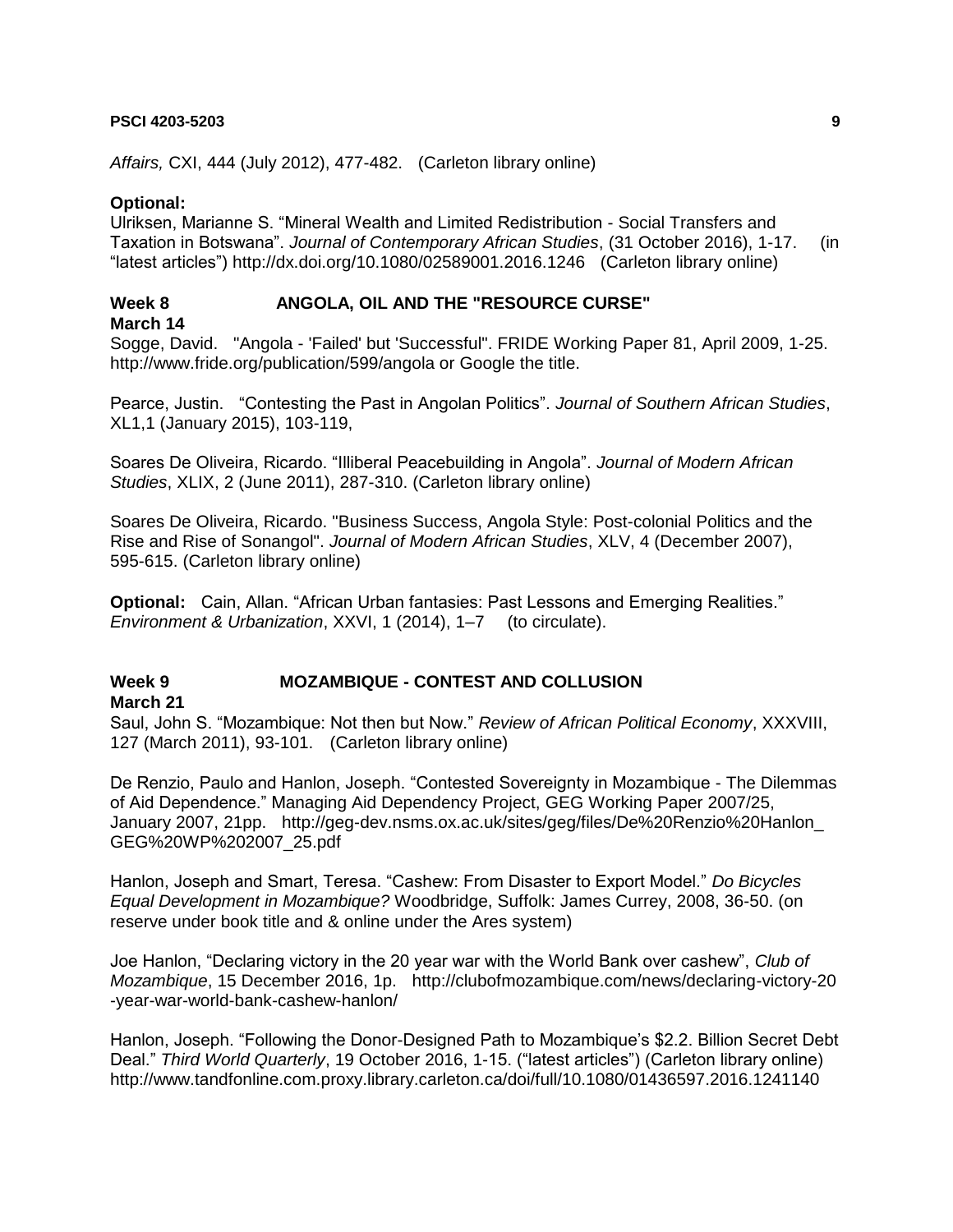*Affairs,* CXI, 444 (July 2012), 477-482. (Carleton library online)

**Optional:**
Ulriksen, Marianne S. "Mineral Wealth and Limited Redistribution - Social Transfers and Taxation in Botswana". *Journal of Contemporary African Studies*, (31 October 2016), 1-17. (in "latest articles") http://dx.doi.org/10.1080/02589001.2016.1246 (Carleton library online)

### Week 8 ANGOLA, OIL AND THE "RESOURCE CURSE"
**March 14**

Sogge, David. "Angola - 'Failed' but 'Successful''. FRIDE Working Paper 81, April 2009, 1-25. http://www.fride.org/publication/599/angola or Google the title.

Pearce, Justin. "Contesting the Past in Angolan Politics". *Journal of Southern African Studies*, XL1,1 (January 2015), 103-119,

Soares De Oliveira, Ricardo. "Illiberal Peacebuilding in Angola". *Journal of Modern African Studies*, XLIX, 2 (June 2011), 287-310. (Carleton library online)

Soares De Oliveira, Ricardo. "Business Success, Angola Style: Post-colonial Politics and the Rise and Rise of Sonangol". *Journal of Modern African Studies*, XLV, 4 (December 2007), 595-615. (Carleton library online)

**Optional:** Cain, Allan. "African Urban fantasies: Past Lessons and Emerging Realities." *Environment & Urbanization*, XXVI, 1 (2014), 1–7 (to circulate).

### Week 9 MOZAMBIQUE - CONTEST AND COLLUSION
**March 21**

Saul, John S. "Mozambique: Not then but Now." *Review of African Political Economy*, XXXVIII, 127 (March 2011), 93-101. (Carleton library online)

De Renzio, Paulo and Hanlon, Joseph. "Contested Sovereignty in Mozambique - The Dilemmas of Aid Dependence." Managing Aid Dependency Project, GEG Working Paper 2007/25, January 2007, 21pp. http://geg-dev.nsms.ox.ac.uk/sites/geg/files/De%20Renzio%20Hanlon_GEG%20WP%202007_25.pdf

Hanlon, Joseph and Smart, Teresa. "Cashew: From Disaster to Export Model." *Do Bicycles Equal Development in Mozambique?* Woodbridge, Suffolk: James Currey, 2008, 36-50. (on reserve under book title and & online under the Ares system)

Joe Hanlon, "Declaring victory in the 20 year war with the World Bank over cashew", *Club of Mozambique*, 15 December 2016, 1p. http://clubofmozambique.com/news/declaring-victory-20-year-war-world-bank-cashew-hanlon/

Hanlon, Joseph. "Following the Donor-Designed Path to Mozambique's $2.2. Billion Secret Debt Deal." *Third World Quarterly*, 19 October 2016, 1-15. ("latest articles") (Carleton library online) http://www.tandfonline.com.proxy.library.carleton.ca/doi/full/10.1080/01436597.2016.1241140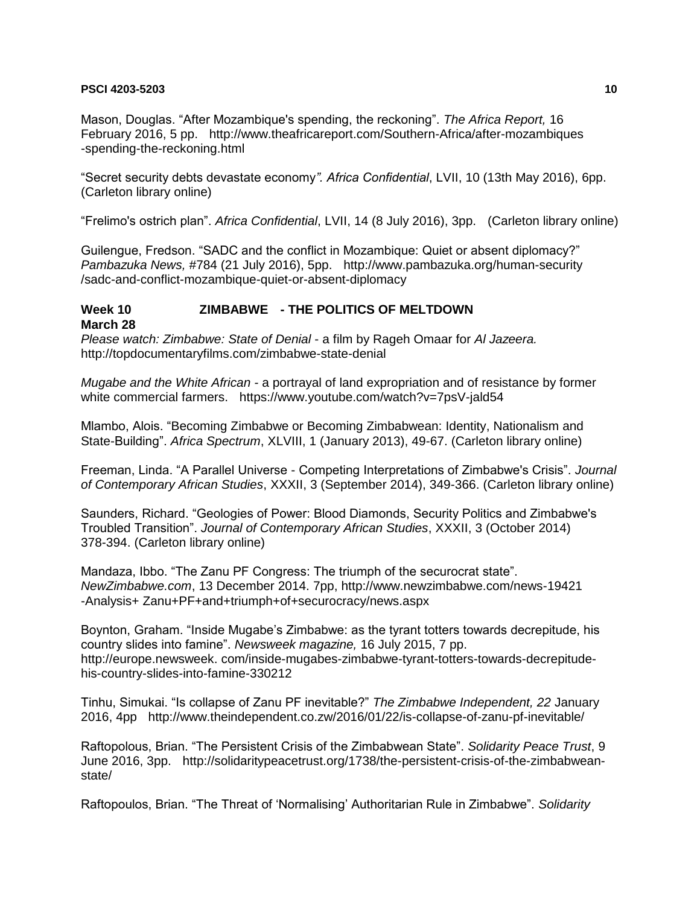Mason, Douglas. "After Mozambique's spending, the reckoning". *The Africa Report,* 16 February 2016, 5 pp. http://www.theafricareport.com/Southern-Africa/after-mozambiques-spending-the-reckoning.html

"Secret security debts devastate economy*". Africa Confidential*, LVII, 10 (13th May 2016), 6pp. (Carleton library online)

"Frelimo's ostrich plan". *Africa Confidential*, LVII, 14 (8 July 2016), 3pp. (Carleton library online)

Guilengue, Fredson. "SADC and the conflict in Mozambique: Quiet or absent diplomacy?" *Pambazuka News,* #784 (21 July 2016), 5pp. http://www.pambazuka.org/human-security/sadc-and-conflict-mozambique-quiet-or-absent-diplomacy

**Week 10 ZIMBABWE - THE POLITICS OF MELTDOWN**
**March 28**

*Please watch: Zimbabwe: State of Denial* - a film by Rageh Omaar for *Al Jazeera.* http://topdocumentaryfilms.com/zimbabwe-state-denial

*Mugabe and the White African* - a portrayal of land expropriation and of resistance by former white commercial farmers. https://www.youtube.com/watch?v=7psV-jald54

Mlambo, Alois. "Becoming Zimbabwe or Becoming Zimbabwean: Identity, Nationalism and State-Building". *Africa Spectrum*, XLVIII, 1 (January 2013), 49-67. (Carleton library online)

Freeman, Linda. "A Parallel Universe - Competing Interpretations of Zimbabwe's Crisis". *Journal of Contemporary African Studies*, XXXII, 3 (September 2014), 349-366. (Carleton library online)

Saunders, Richard. "Geologies of Power: Blood Diamonds, Security Politics and Zimbabwe's Troubled Transition". *Journal of Contemporary African Studies*, XXXII, 3 (October 2014) 378-394. (Carleton library online)

Mandaza, Ibbo. "The Zanu PF Congress: The triumph of the securocrat state". *NewZimbabwe.com*, 13 December 2014. 7pp, http://www.newzimbabwe.com/news-19421-Analysis+ Zanu+PF+and+triumph+of+securocracy/news.aspx

Boynton, Graham. "Inside Mugabe's Zimbabwe: as the tyrant totters towards decrepitude, his country slides into famine". *Newsweek magazine,* 16 July 2015, 7 pp. http://europe.newsweek. com/inside-mugabes-zimbabwe-tyrant-totters-towards-decrepitude-his-country-slides-into-famine-330212

Tinhu, Simukai. "Is collapse of Zanu PF inevitable?" *The Zimbabwe Independent, 22* January 2016, 4pp http://www.theindependent.co.zw/2016/01/22/is-collapse-of-zanu-pf-inevitable/

Raftopolous, Brian. "The Persistent Crisis of the Zimbabwean State". *Solidarity Peace Trust*, 9 June 2016, 3pp. http://solidaritypeacetrust.org/1738/the-persistent-crisis-of-the-zimbabwean-state/

Raftopoulos, Brian. "The Threat of 'Normalising' Authoritarian Rule in Zimbabwe". *Solidarity*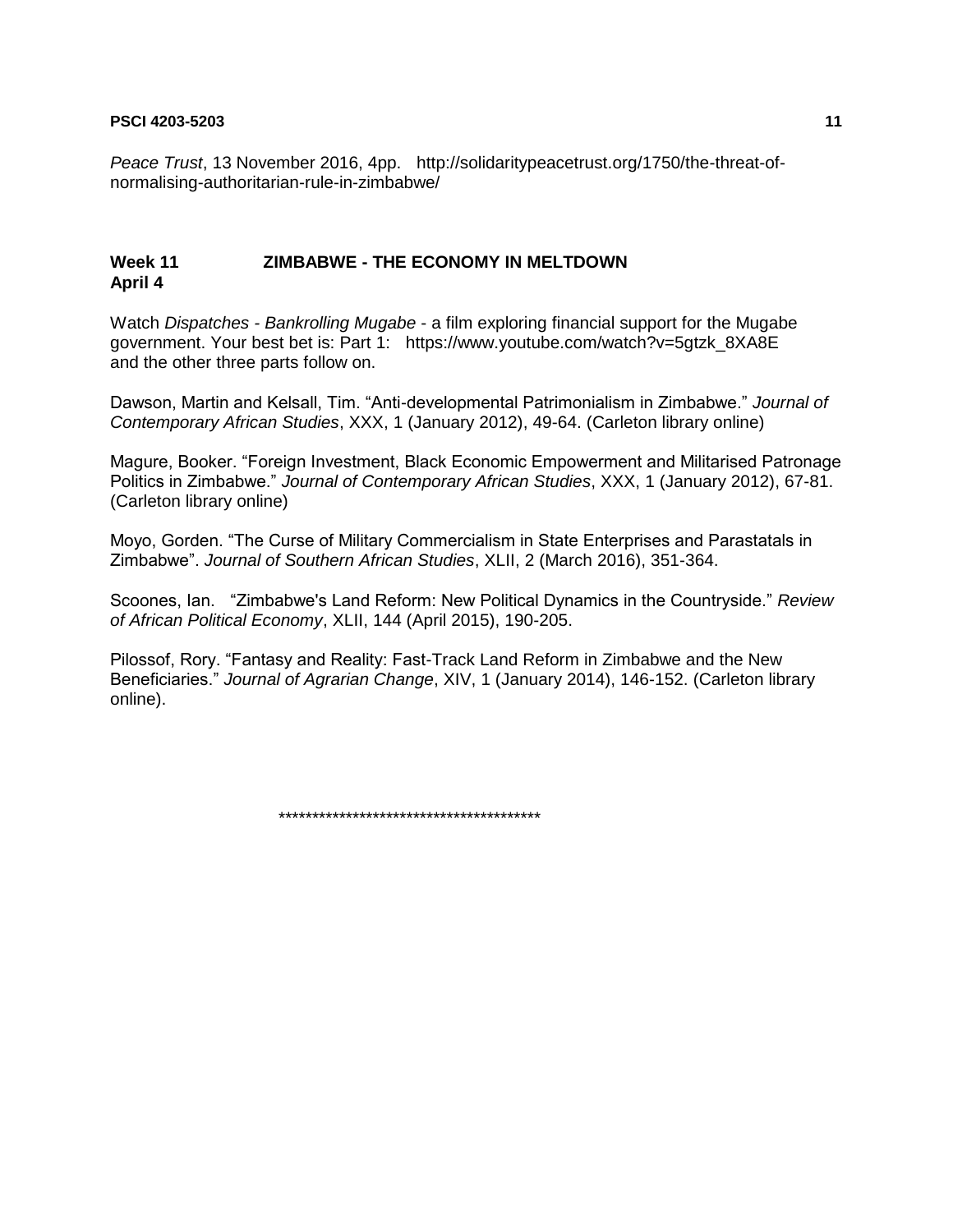*Peace Trust*, 13 November 2016, 4pp. http://solidaritypeacetrust.org/1750/the-threat-of-normalising-authoritarian-rule-in-zimbabwe/

### Week 11 April 4 — ZIMBABWE - THE ECONOMY IN MELTDOWN

Watch *Dispatches - Bankrolling Mugabe* - a film exploring financial support for the Mugabe government. Your best bet is: Part 1: https://www.youtube.com/watch?v=5gtzk_8XA8E and the other three parts follow on.

Dawson, Martin and Kelsall, Tim. "Anti-developmental Patrimonialism in Zimbabwe." *Journal of Contemporary African Studies*, XXX, 1 (January 2012), 49-64. (Carleton library online)

Magure, Booker. "Foreign Investment, Black Economic Empowerment and Militarised Patronage Politics in Zimbabwe." *Journal of Contemporary African Studies*, XXX, 1 (January 2012), 67-81. (Carleton library online)

Moyo, Gorden. "The Curse of Military Commercialism in State Enterprises and Parastatals in Zimbabwe". *Journal of Southern African Studies*, XLII, 2 (March 2016), 351-364.

Scoones, Ian. "Zimbabwe's Land Reform: New Political Dynamics in the Countryside." *Review of African Political Economy*, XLII, 144 (April 2015), 190-205.

Pilossof, Rory. "Fantasy and Reality: Fast-Track Land Reform in Zimbabwe and the New Beneficiaries." *Journal of Agrarian Change*, XIV, 1 (January 2014), 146-152. (Carleton library online).

****************************************